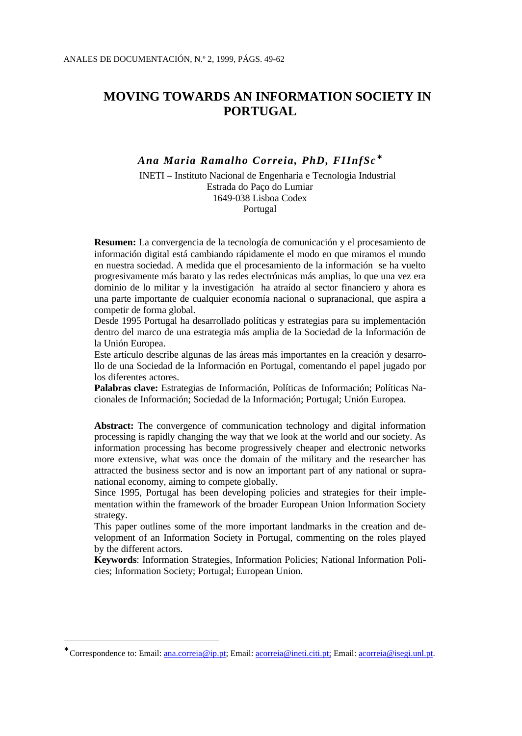# MOVING TOWARDS AN INFORMATION SOCIETY IN PORTUGAL

***Ana Maria Ramalho Correia, PhD, FIInfSc*** *

INETI – Instituto Nacional de Engenharia e Tecnologia Industrial
Estrada do Paço do Lumiar
1649-038 Lisboa Codex
Portugal

**Resumen:** La convergencia de la tecnología de comunicación y el procesamiento de información digital está cambiando rápidamente el modo en que miramos el mundo en nuestra sociedad. A medida que el procesamiento de la información se ha vuelto progresivamente más barato y las redes electrónicas más amplias, lo que una vez era dominio de lo militar y la investigación ha atraído al sector financiero y ahora es una parte importante de cualquier economía nacional o supranacional, que aspira a competir de forma global.
Desde 1995 Portugal ha desarrollado políticas y estrategias para su implementación dentro del marco de una estrategia más amplia de la Sociedad de la Información de la Unión Europea.
Este artículo describe algunas de las áreas más importantes en la creación y desarrollo de una Sociedad de la Información en Portugal, comentando el papel jugado por los diferentes actores.
**Palabras clave:** Estrategias de Información, Políticas de Información; Políticas Nacionales de Información; Sociedad de la Información; Portugal; Unión Europea.

**Abstract:** The convergence of communication technology and digital information processing is rapidly changing the way that we look at the world and our society. As information processing has become progressively cheaper and electronic networks more extensive, what was once the domain of the military and the researcher has attracted the business sector and is now an important part of any national or supranational economy, aiming to compete globally.
Since 1995, Portugal has been developing policies and strategies for their implementation within the framework of the broader European Union Information Society strategy.
This paper outlines some of the more important landmarks in the creation and development of an Information Society in Portugal, commenting on the roles played by the different actors.
**Keywords**: Information Strategies, Information Policies; National Information Policies; Information Society; Portugal; European Union.

---

* Correspondence to: Email: ana.correia@ip.pt; Email: acorreia@ineti.citi.pt; Email: acorreia@isegi.unl.pt.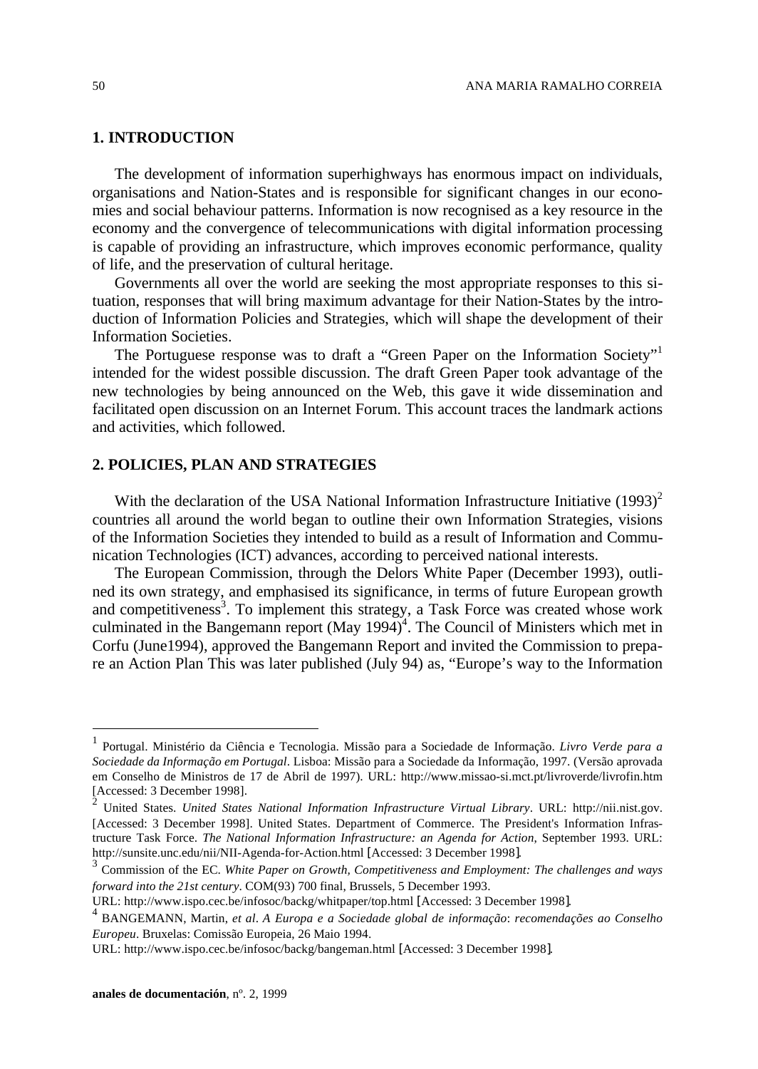## 1. INTRODUCTION

The development of information superhighways has enormous impact on individuals, organisations and Nation-States and is responsible for significant changes in our economies and social behaviour patterns. Information is now recognised as a key resource in the economy and the convergence of telecommunications with digital information processing is capable of providing an infrastructure, which improves economic performance, quality of life, and the preservation of cultural heritage.

Governments all over the world are seeking the most appropriate responses to this situation, responses that will bring maximum advantage for their Nation-States by the introduction of Information Policies and Strategies, which will shape the development of their Information Societies.

The Portuguese response was to draft a "Green Paper on the Information Society"[1] intended for the widest possible discussion. The draft Green Paper took advantage of the new technologies by being announced on the Web, this gave it wide dissemination and facilitated open discussion on an Internet Forum. This account traces the landmark actions and activities, which followed.

## 2. POLICIES, PLAN AND STRATEGIES

With the declaration of the USA National Information Infrastructure Initiative (1993)[2] countries all around the world began to outline their own Information Strategies, visions of the Information Societies they intended to build as a result of Information and Communication Technologies (ICT) advances, according to perceived national interests.

The European Commission, through the Delors White Paper (December 1993), outlined its own strategy, and emphasised its significance, in terms of future European growth and competitiveness[3]. To implement this strategy, a Task Force was created whose work culminated in the Bangemann report (May 1994)[4]. The Council of Ministers which met in Corfu (June1994), approved the Bangemann Report and invited the Commission to prepare an Action Plan This was later published (July 94) as, "Europe's way to the Information

---

[1] Portugal. Ministério da Ciência e Tecnologia. Missão para a Sociedade de Informação. *Livro Verde para a Sociedade da Informação em Portugal*. Lisboa: Missão para a Sociedade da Informação, 1997. (Versão aprovada em Conselho de Ministros de 17 de Abril de 1997). URL: http://www.missao-si.mct.pt/livroverde/livrofin.htm [Accessed: 3 December 1998].

[2] United States. *United States National Information Infrastructure Virtual Library*. URL: http://nii.nist.gov. [Accessed: 3 December 1998]. United States. Department of Commerce. The President's Information Infrastructure Task Force. *The National Information Infrastructure: an Agenda for Action*, September 1993. URL: http://sunsite.unc.edu/nii/NII-Agenda-for-Action.html [Accessed: 3 December 1998].

[3] Commission of the EC. *White Paper on Growth, Competitiveness and Employment: The challenges and ways forward into the 21st century*. COM(93) 700 final, Brussels, 5 December 1993. URL: http://www.ispo.cec.be/infosoc/backg/whitpaper/top.html [Accessed: 3 December 1998].

[4] BANGEMANN, Martin, *et al*. *A Europa e a Sociedade global de informação*: *recomendações ao Conselho Europeu*. Bruxelas: Comissão Europeia, 26 Maio 1994. URL: http://www.ispo.cec.be/infosoc/backg/bangeman.html [Accessed: 3 December 1998].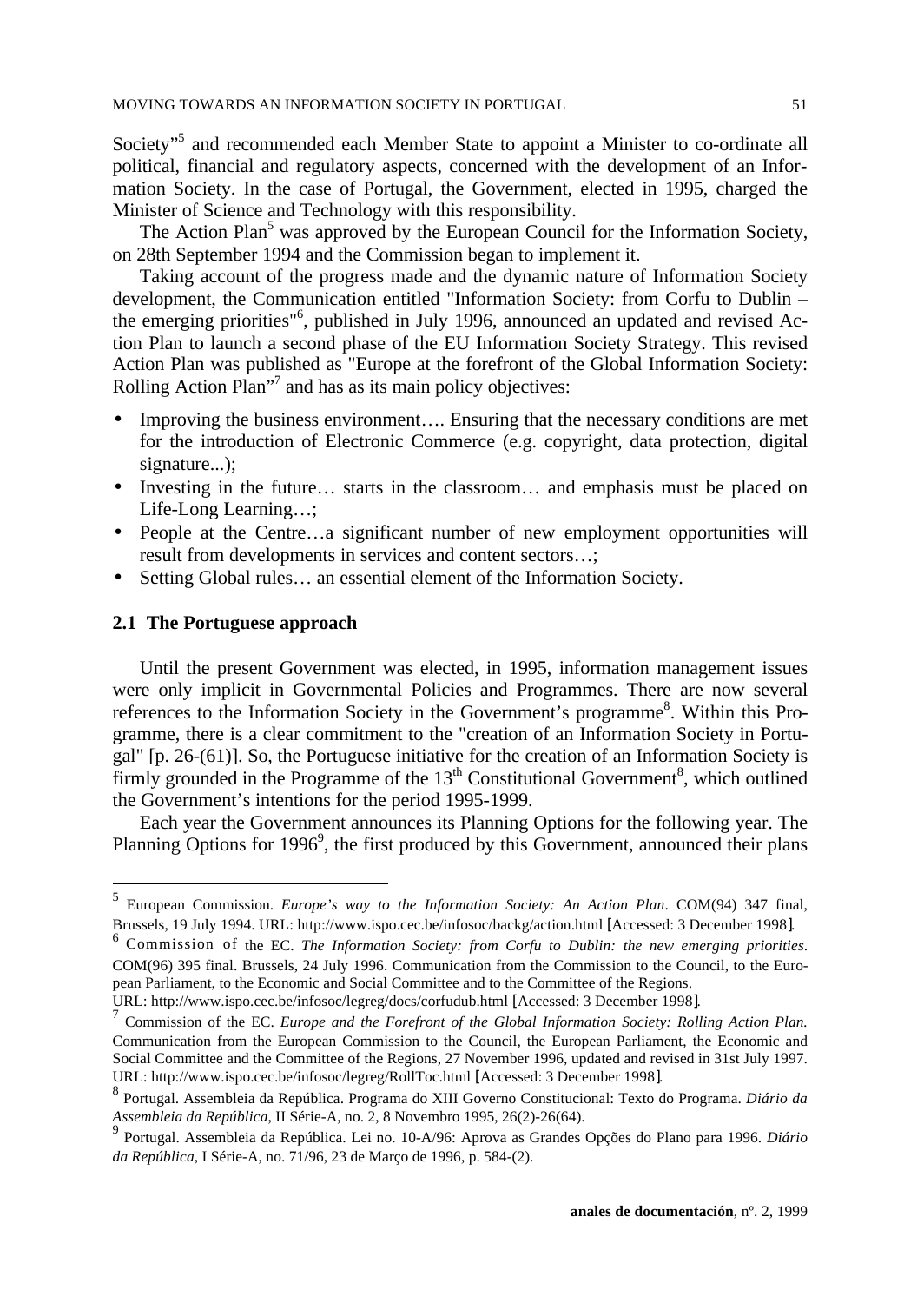Society"[5] and recommended each Member State to appoint a Minister to co-ordinate all political, financial and regulatory aspects, concerned with the development of an Information Society. In the case of Portugal, the Government, elected in 1995, charged the Minister of Science and Technology with this responsibility.

The Action Plan[5] was approved by the European Council for the Information Society, on 28th September 1994 and the Commission began to implement it.

Taking account of the progress made and the dynamic nature of Information Society development, the Communication entitled "Information Society: from Corfu to Dublin – the emerging priorities"[6], published in July 1996, announced an updated and revised Action Plan to launch a second phase of the EU Information Society Strategy. This revised Action Plan was published as "Europe at the forefront of the Global Information Society: Rolling Action Plan"[7] and has as its main policy objectives:

- Improving the business environment…. Ensuring that the necessary conditions are met for the introduction of Electronic Commerce (e.g. copyright, data protection, digital signature...);
- Investing in the future… starts in the classroom… and emphasis must be placed on Life-Long Learning…;
- People at the Centre…a significant number of new employment opportunities will result from developments in services and content sectors…;
- Setting Global rules… an essential element of the Information Society.

## 2.1 The Portuguese approach

Until the present Government was elected, in 1995, information management issues were only implicit in Governmental Policies and Programmes. There are now several references to the Information Society in the Government's programme[8]. Within this Programme, there is a clear commitment to the "creation of an Information Society in Portugal" [p. 26-(61)]. So, the Portuguese initiative for the creation of an Information Society is firmly grounded in the Programme of the 13th Constitutional Government[8], which outlined the Government's intentions for the period 1995-1999.

Each year the Government announces its Planning Options for the following year. The Planning Options for 1996[9], the first produced by this Government, announced their plans

---

[5] European Commission. *Europe's way to the Information Society: An Action Plan*. COM(94) 347 final, Brussels, 19 July 1994. URL: http://www.ispo.cec.be/infosoc/backg/action.html [Accessed: 3 December 1998].

[6] Commission of the EC. *The Information Society: from Corfu to Dublin: the new emerging priorities*. COM(96) 395 final. Brussels, 24 July 1996. Communication from the Commission to the Council, to the European Parliament, to the Economic and Social Committee and to the Committee of the Regions. URL: http://www.ispo.cec.be/infosoc/legreg/docs/corfudub.html [Accessed: 3 December 1998].

[7] Commission of the EC. *Europe and the Forefront of the Global Information Society: Rolling Action Plan.* Communication from the European Commission to the Council, the European Parliament, the Economic and Social Committee and the Committee of the Regions, 27 November 1996, updated and revised in 31st July 1997. URL: http://www.ispo.cec.be/infosoc/legreg/RollToc.html [Accessed: 3 December 1998].

[8] Portugal. Assembleia da República. Programa do XIII Governo Constitucional: Texto do Programa. *Diário da Assembleia da República*, II Série-A, no. 2, 8 Novembro 1995, 26(2)-26(64).

[9] Portugal. Assembleia da República. Lei no. 10-A/96: Aprova as Grandes Opções do Plano para 1996. *Diário da República*, I Série-A, no. 71/96, 23 de Março de 1996, p. 584-(2).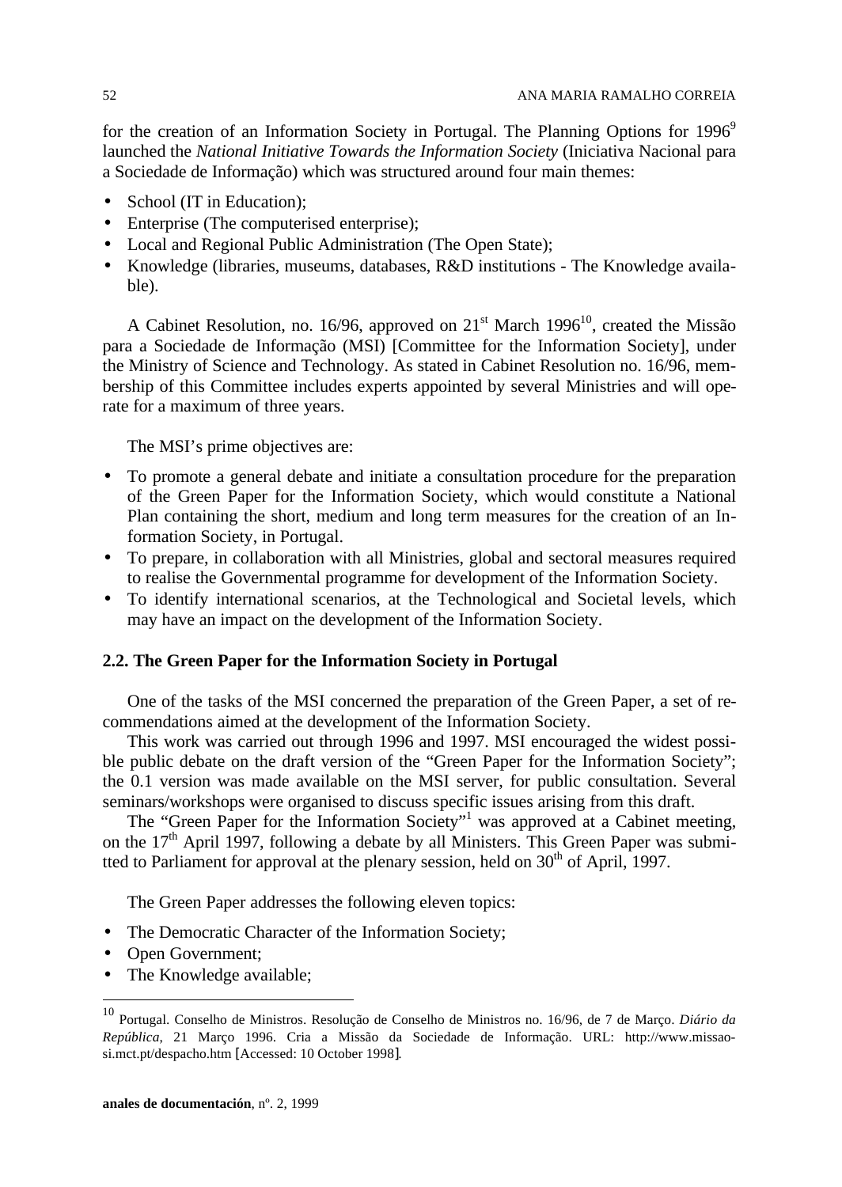for the creation of an Information Society in Portugal. The Planning Options for 1996[9] launched the *National Initiative Towards the Information Society* (Iniciativa Nacional para a Sociedade de Informação) which was structured around four main themes:

- School (IT in Education);
- Enterprise (The computerised enterprise);
- Local and Regional Public Administration (The Open State);
- Knowledge (libraries, museums, databases, R&D institutions - The Knowledge available).

A Cabinet Resolution, no. 16/96, approved on 21st March 1996[10], created the Missão para a Sociedade de Informação (MSI) [Committee for the Information Society], under the Ministry of Science and Technology. As stated in Cabinet Resolution no. 16/96, membership of this Committee includes experts appointed by several Ministries and will operate for a maximum of three years.

The MSI's prime objectives are:

- To promote a general debate and initiate a consultation procedure for the preparation of the Green Paper for the Information Society, which would constitute a National Plan containing the short, medium and long term measures for the creation of an Information Society, in Portugal.
- To prepare, in collaboration with all Ministries, global and sectoral measures required to realise the Governmental programme for development of the Information Society.
- To identify international scenarios, at the Technological and Societal levels, which may have an impact on the development of the Information Society.

### 2.2. The Green Paper for the Information Society in Portugal

One of the tasks of the MSI concerned the preparation of the Green Paper, a set of recommendations aimed at the development of the Information Society.

This work was carried out through 1996 and 1997. MSI encouraged the widest possible public debate on the draft version of the "Green Paper for the Information Society"; the 0.1 version was made available on the MSI server, for public consultation. Several seminars/workshops were organised to discuss specific issues arising from this draft.

The "Green Paper for the Information Society"[1] was approved at a Cabinet meeting, on the 17th April 1997, following a debate by all Ministers. This Green Paper was submitted to Parliament for approval at the plenary session, held on 30th of April, 1997.

The Green Paper addresses the following eleven topics:

- The Democratic Character of the Information Society;
- Open Government;
- The Knowledge available;

---

[10] Portugal. Conselho de Ministros. Resolução de Conselho de Ministros no. 16/96, de 7 de Março. *Diário da República*, 21 Março 1996. Cria a Missão da Sociedade de Informação. URL: http://www.missao-si.mct.pt/despacho.htm [Accessed: 10 October 1998].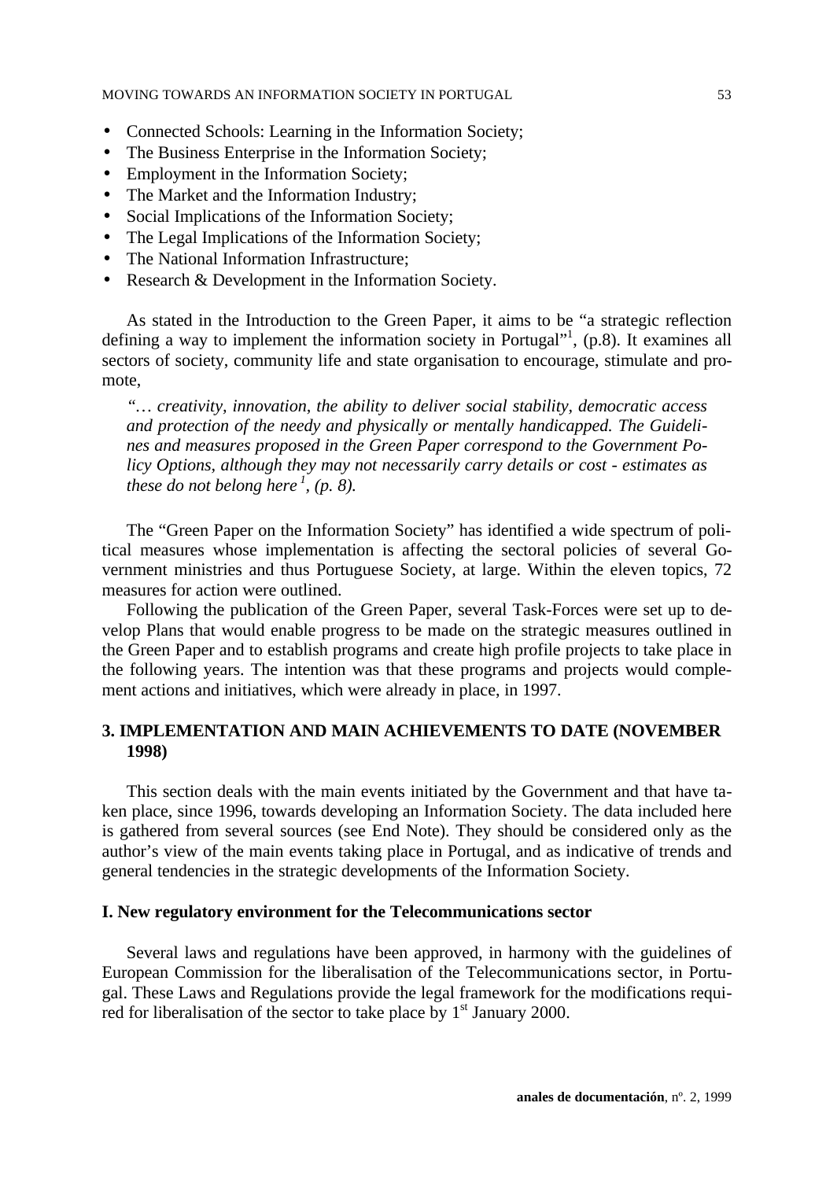- Connected Schools: Learning in the Information Society;
- The Business Enterprise in the Information Society;
- Employment in the Information Society;
- The Market and the Information Industry;
- Social Implications of the Information Society;
- The Legal Implications of the Information Society;
- The National Information Infrastructure;
- Research & Development in the Information Society.

As stated in the Introduction to the Green Paper, it aims to be "a strategic reflection defining a way to implement the information society in Portugal"[1], (p.8). It examines all sectors of society, community life and state organisation to encourage, stimulate and promote,

> *"… creativity, innovation, the ability to deliver social stability, democratic access and protection of the needy and physically or mentally handicapped. The Guidelines and measures proposed in the Green Paper correspond to the Government Policy Options, although they may not necessarily carry details or cost - estimates as these do not belong here [1], (p. 8).*

The "Green Paper on the Information Society" has identified a wide spectrum of political measures whose implementation is affecting the sectoral policies of several Government ministries and thus Portuguese Society, at large. Within the eleven topics, 72 measures for action were outlined.

Following the publication of the Green Paper, several Task-Forces were set up to develop Plans that would enable progress to be made on the strategic measures outlined in the Green Paper and to establish programs and create high profile projects to take place in the following years. The intention was that these programs and projects would complement actions and initiatives, which were already in place, in 1997.

## 3. IMPLEMENTATION AND MAIN ACHIEVEMENTS TO DATE (NOVEMBER 1998)

This section deals with the main events initiated by the Government and that have taken place, since 1996, towards developing an Information Society. The data included here is gathered from several sources (see End Note). They should be considered only as the author's view of the main events taking place in Portugal, and as indicative of trends and general tendencies in the strategic developments of the Information Society.

### I. New regulatory environment for the Telecommunications sector

Several laws and regulations have been approved, in harmony with the guidelines of European Commission for the liberalisation of the Telecommunications sector, in Portugal. These Laws and Regulations provide the legal framework for the modifications required for liberalisation of the sector to take place by 1st January 2000.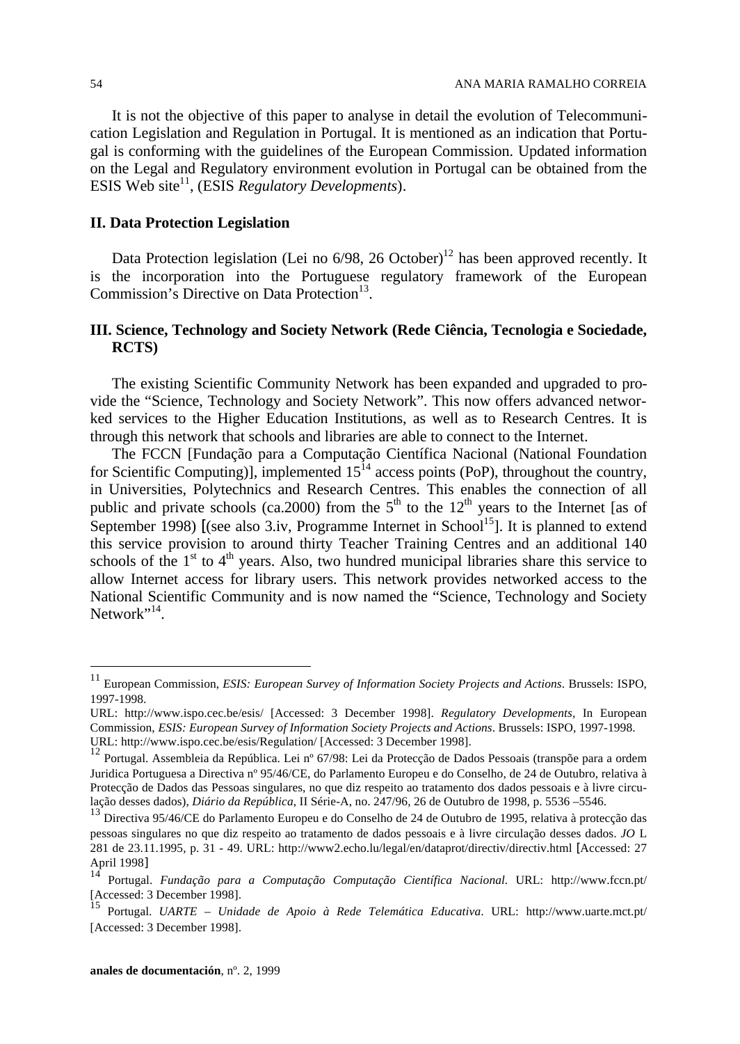It is not the objective of this paper to analyse in detail the evolution of Telecommunication Legislation and Regulation in Portugal. It is mentioned as an indication that Portugal is conforming with the guidelines of the European Commission. Updated information on the Legal and Regulatory environment evolution in Portugal can be obtained from the ESIS Web site[11], (ESIS *Regulatory Developments*).

## II. Data Protection Legislation

Data Protection legislation (Lei no 6/98, 26 October)[12] has been approved recently. It is the incorporation into the Portuguese regulatory framework of the European Commission's Directive on Data Protection[13].

## III. Science, Technology and Society Network (Rede Ciência, Tecnologia e Sociedade, RCTS)

The existing Scientific Community Network has been expanded and upgraded to provide the "Science, Technology and Society Network". This now offers advanced networked services to the Higher Education Institutions, as well as to Research Centres. It is through this network that schools and libraries are able to connect to the Internet.

The FCCN [Fundação para a Computação Científica Nacional (National Foundation for Scientific Computing)], implemented 15[14] access points (PoP), throughout the country, in Universities, Polytechnics and Research Centres. This enables the connection of all public and private schools (ca.2000) from the 5th to the 12th years to the Internet [as of September 1998) [(see also 3.iv, Programme Internet in School[15]]. It is planned to extend this service provision to around thirty Teacher Training Centres and an additional 140 schools of the 1st to 4th years. Also, two hundred municipal libraries share this service to allow Internet access for library users. This network provides networked access to the National Scientific Community and is now named the "Science, Technology and Society Network"[14].

---

[11] European Commission, *ESIS: European Survey of Information Society Projects and Actions*. Brussels: ISPO, 1997-1998.
URL: http://www.ispo.cec.be/esis/ [Accessed: 3 December 1998]. *Regulatory Developments*, In European Commission, *ESIS: European Survey of Information Society Projects and Actions*. Brussels: ISPO, 1997-1998.
URL: http://www.ispo.cec.be/esis/Regulation/ [Accessed: 3 December 1998].

[12] Portugal. Assembleia da República. Lei nº 67/98: Lei da Protecção de Dados Pessoais (transpõe para a ordem Juridica Portuguesa a Directiva nº 95/46/CE, do Parlamento Europeu e do Conselho, de 24 de Outubro, relativa à Protecção de Dados das Pessoas singulares, no que diz respeito ao tratamento dos dados pessoais e à livre circulação desses dados), *Diário da República*, II Série-A, no. 247/96, 26 de Outubro de 1998, p. 5536 –5546.

[13] Directiva 95/46/CE do Parlamento Europeu e do Conselho de 24 de Outubro de 1995, relativa à protecção das pessoas singulares no que diz respeito ao tratamento de dados pessoais e à livre circulação desses dados. *JO* L 281 de 23.11.1995, p. 31 - 49. URL: http://www2.echo.lu/legal/en/dataprot/directiv/directiv.html [Accessed: 27 April 1998]

[14] Portugal. *Fundação para a Computação Computação Científica Nacional*. URL: http://www.fccn.pt/ [Accessed: 3 December 1998].

[15] Portugal. *UARTE – Unidade de Apoio à Rede Telemática Educativa*. URL: http://www.uarte.mct.pt/ [Accessed: 3 December 1998].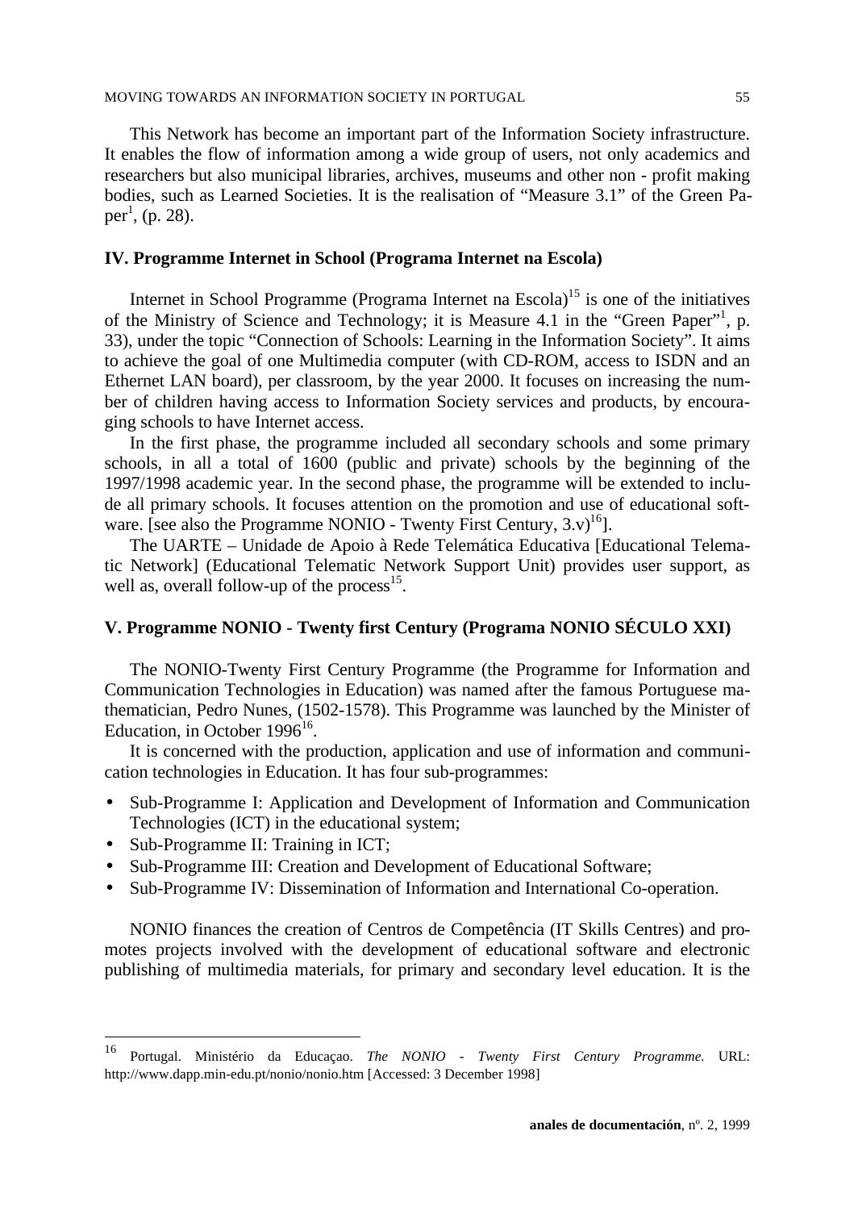This Network has become an important part of the Information Society infrastructure. It enables the flow of information among a wide group of users, not only academics and researchers but also municipal libraries, archives, museums and other non - profit making bodies, such as Learned Societies. It is the realisation of "Measure 3.1" of the Green Paper[1], (p. 28).

## IV. Programme Internet in School (Programa Internet na Escola)

Internet in School Programme (Programa Internet na Escola)[15] is one of the initiatives of the Ministry of Science and Technology; it is Measure 4.1 in the "Green Paper"[1], p. 33), under the topic "Connection of Schools: Learning in the Information Society". It aims to achieve the goal of one Multimedia computer (with CD-ROM, access to ISDN and an Ethernet LAN board), per classroom, by the year 2000. It focuses on increasing the number of children having access to Information Society services and products, by encouraging schools to have Internet access.

In the first phase, the programme included all secondary schools and some primary schools, in all a total of 1600 (public and private) schools by the beginning of the 1997/1998 academic year. In the second phase, the programme will be extended to include all primary schools. It focuses attention on the promotion and use of educational software. [see also the Programme NONIO - Twenty First Century, 3.v)[16]].

The UARTE – Unidade de Apoio à Rede Telemática Educativa [Educational Telematic Network] (Educational Telematic Network Support Unit) provides user support, as well as, overall follow-up of the process[15].

## V. Programme NONIO - Twenty first Century (Programa NONIO SÉCULO XXI)

The NONIO-Twenty First Century Programme (the Programme for Information and Communication Technologies in Education) was named after the famous Portuguese mathematician, Pedro Nunes, (1502-1578). This Programme was launched by the Minister of Education, in October 1996[16].

It is concerned with the production, application and use of information and communication technologies in Education. It has four sub-programmes:

- Sub-Programme I: Application and Development of Information and Communication Technologies (ICT) in the educational system;
- Sub-Programme II: Training in ICT;
- Sub-Programme III: Creation and Development of Educational Software;
- Sub-Programme IV: Dissemination of Information and International Co-operation.

NONIO finances the creation of Centros de Competência (IT Skills Centres) and promotes projects involved with the development of educational software and electronic publishing of multimedia materials, for primary and secondary level education. It is the

---

[16] Portugal. Ministério da Educaçao. *The NONIO - Twenty First Century Programme.* URL: http://www.dapp.min-edu.pt/nonio/nonio.htm [Accessed: 3 December 1998]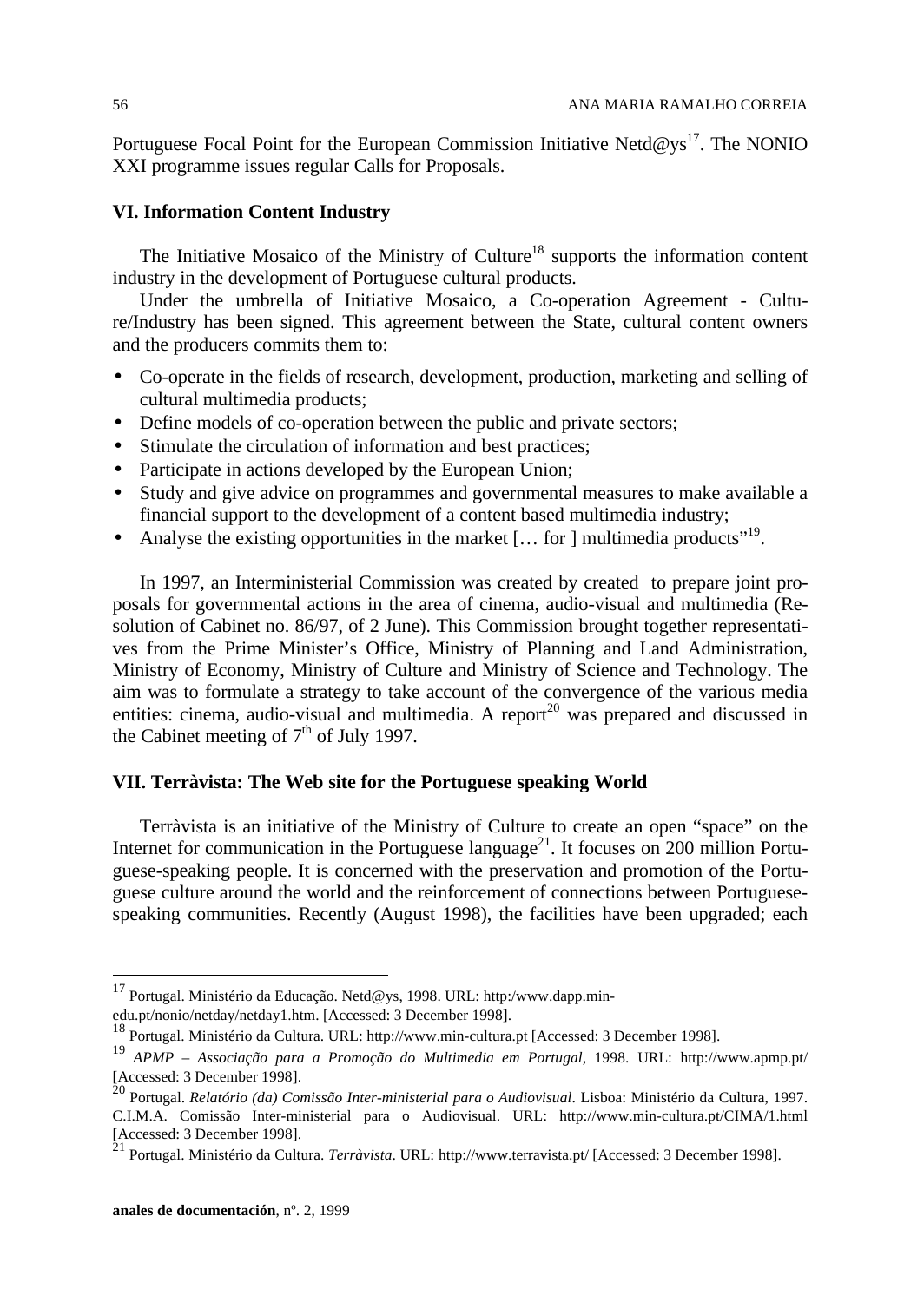Portuguese Focal Point for the European Commission Initiative Netd@ys[17]. The NONIO XXI programme issues regular Calls for Proposals.

### VI. Information Content Industry

The Initiative Mosaico of the Ministry of Culture[18] supports the information content industry in the development of Portuguese cultural products.

Under the umbrella of Initiative Mosaico, a Co-operation Agreement - Culture/Industry has been signed. This agreement between the State, cultural content owners and the producers commits them to:

- Co-operate in the fields of research, development, production, marketing and selling of cultural multimedia products;
- Define models of co-operation between the public and private sectors;
- Stimulate the circulation of information and best practices;
- Participate in actions developed by the European Union;
- Study and give advice on programmes and governmental measures to make available a financial support to the development of a content based multimedia industry;
- Analyse the existing opportunities in the market [… for ] multimedia products"[19].

In 1997, an Interministerial Commission was created by created to prepare joint proposals for governmental actions in the area of cinema, audio-visual and multimedia (Resolution of Cabinet no. 86/97, of 2 June). This Commission brought together representatives from the Prime Minister's Office, Ministry of Planning and Land Administration, Ministry of Economy, Ministry of Culture and Ministry of Science and Technology. The aim was to formulate a strategy to take account of the convergence of the various media entities: cinema, audio-visual and multimedia. A report[20] was prepared and discussed in the Cabinet meeting of 7th of July 1997.

### VII. Terràvista: The Web site for the Portuguese speaking World

Terràvista is an initiative of the Ministry of Culture to create an open "space" on the Internet for communication in the Portuguese language[21]. It focuses on 200 million Portuguese-speaking people. It is concerned with the preservation and promotion of the Portuguese culture around the world and the reinforcement of connections between Portuguese-speaking communities. Recently (August 1998), the facilities have been upgraded; each

---

[17] Portugal. Ministério da Educação. Netd@ys, 1998. URL: http:/www.dapp.min-edu.pt/nonio/netday/netday1.htm. [Accessed: 3 December 1998].

[18] Portugal. Ministério da Cultura. URL: http://www.min-cultura.pt [Accessed: 3 December 1998].

[19] *APMP – Associação para a Promoção do Multimedia em Portugal*, 1998. URL: http://www.apmp.pt/ [Accessed: 3 December 1998].

[20] Portugal. *Relatório (da) Comissão Inter-ministerial para o Audiovisual*. Lisboa: Ministério da Cultura, 1997. C.I.M.A. Comissão Inter-ministerial para o Audiovisual. URL: http://www.min-cultura.pt/CIMA/1.html [Accessed: 3 December 1998].

[21] Portugal. Ministério da Cultura. *Terràvista*. URL: http://www.terravista.pt/ [Accessed: 3 December 1998].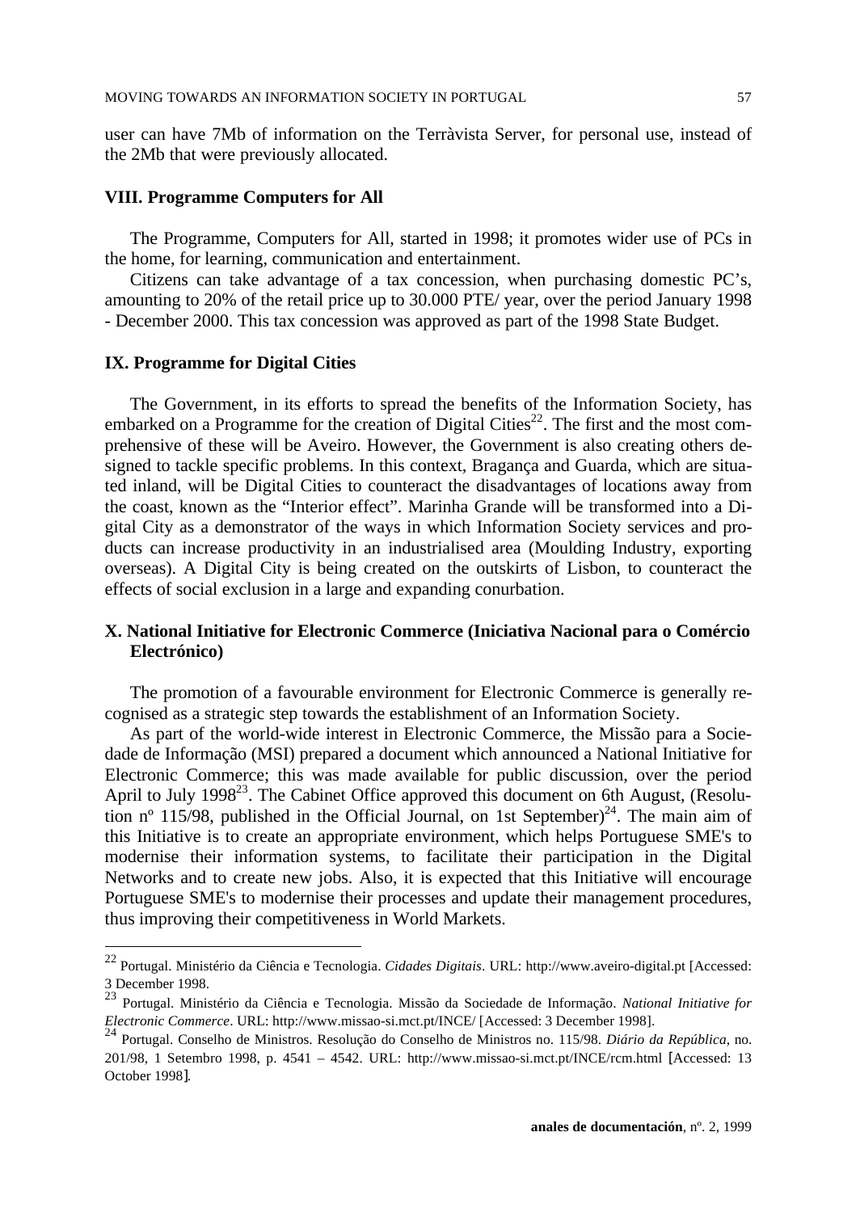user can have 7Mb of information on the Terràvista Server, for personal use, instead of the 2Mb that were previously allocated.

## VIII. Programme Computers for All

The Programme, Computers for All, started in 1998; it promotes wider use of PCs in the home, for learning, communication and entertainment.

Citizens can take advantage of a tax concession, when purchasing domestic PC's, amounting to 20% of the retail price up to 30.000 PTE/ year, over the period January 1998 - December 2000. This tax concession was approved as part of the 1998 State Budget.

## IX. Programme for Digital Cities

The Government, in its efforts to spread the benefits of the Information Society, has embarked on a Programme for the creation of Digital Cities[22]. The first and the most comprehensive of these will be Aveiro. However, the Government is also creating others designed to tackle specific problems. In this context, Bragança and Guarda, which are situated inland, will be Digital Cities to counteract the disadvantages of locations away from the coast, known as the "Interior effect". Marinha Grande will be transformed into a Digital City as a demonstrator of the ways in which Information Society services and products can increase productivity in an industrialised area (Moulding Industry, exporting overseas). A Digital City is being created on the outskirts of Lisbon, to counteract the effects of social exclusion in a large and expanding conurbation.

## X. National Initiative for Electronic Commerce (Iniciativa Nacional para o Comércio Electrónico)

The promotion of a favourable environment for Electronic Commerce is generally recognised as a strategic step towards the establishment of an Information Society.

As part of the world-wide interest in Electronic Commerce, the Missão para a Sociedade de Informação (MSI) prepared a document which announced a National Initiative for Electronic Commerce; this was made available for public discussion, over the period April to July 1998[23]. The Cabinet Office approved this document on 6th August, (Resolution nº 115/98, published in the Official Journal, on 1st September)[24]. The main aim of this Initiative is to create an appropriate environment, which helps Portuguese SME's to modernise their information systems, to facilitate their participation in the Digital Networks and to create new jobs. Also, it is expected that this Initiative will encourage Portuguese SME's to modernise their processes and update their management procedures, thus improving their competitiveness in World Markets.

---

[22] Portugal. Ministério da Ciência e Tecnologia. *Cidades Digitais*. URL: http://www.aveiro-digital.pt [Accessed: 3 December 1998.

[23] Portugal. Ministério da Ciência e Tecnologia. Missão da Sociedade de Informação. *National Initiative for Electronic Commerce*. URL: http://www.missao-si.mct.pt/INCE/ [Accessed: 3 December 1998].

[24] Portugal. Conselho de Ministros. Resolução do Conselho de Ministros no. 115/98. *Diário da República*, no. 201/98, 1 Setembro 1998, p. 4541 – 4542. URL: http://www.missao-si.mct.pt/INCE/rcm.html [Accessed: 13 October 1998].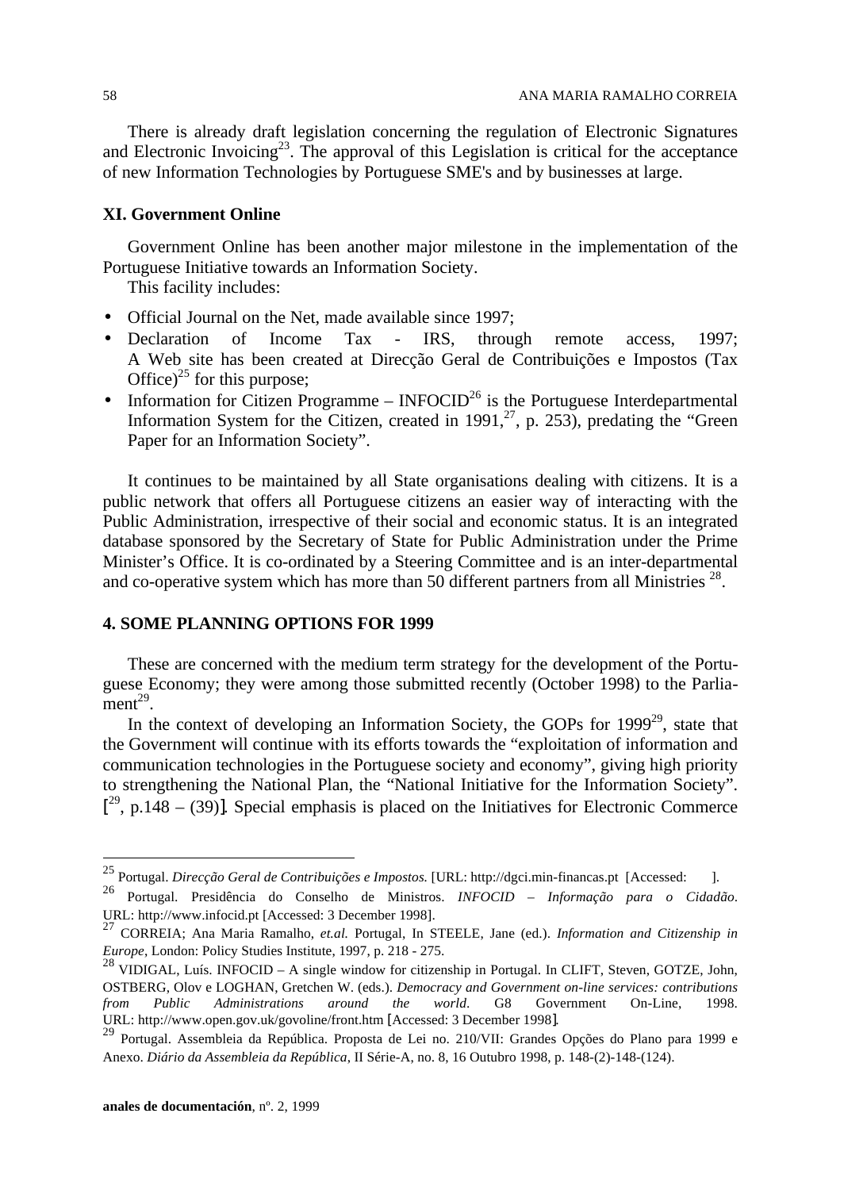There is already draft legislation concerning the regulation of Electronic Signatures and Electronic Invoicing[23]. The approval of this Legislation is critical for the acceptance of new Information Technologies by Portuguese SME's and by businesses at large.

### XI. Government Online

Government Online has been another major milestone in the implementation of the Portuguese Initiative towards an Information Society.

This facility includes:

- Official Journal on the Net, made available since 1997;
- Declaration of Income Tax - IRS, through remote access, 1997; A Web site has been created at Direcção Geral de Contribuições e Impostos (Tax Office)[25] for this purpose;
- Information for Citizen Programme – INFOCID[26] is the Portuguese Interdepartmental Information System for the Citizen, created in 1991,[27], p. 253), predating the "Green Paper for an Information Society".

It continues to be maintained by all State organisations dealing with citizens. It is a public network that offers all Portuguese citizens an easier way of interacting with the Public Administration, irrespective of their social and economic status. It is an integrated database sponsored by the Secretary of State for Public Administration under the Prime Minister's Office. It is co-ordinated by a Steering Committee and is an inter-departmental and co-operative system which has more than 50 different partners from all Ministries [28].

## 4. SOME PLANNING OPTIONS FOR 1999

These are concerned with the medium term strategy for the development of the Portuguese Economy; they were among those submitted recently (October 1998) to the Parliament[29].

In the context of developing an Information Society, the GOPs for 1999[29], state that the Government will continue with its efforts towards the "exploitation of information and communication technologies in the Portuguese society and economy", giving high priority to strengthening the National Plan, the "National Initiative for the Information Society". [[29], p.148 – (39)]. Special emphasis is placed on the Initiatives for Electronic Commerce

---

[25] Portugal. *Direcção Geral de Contribuições e Impostos.* [URL: http://dgci.min-financas.pt [Accessed: ].

[26] Portugal. Presidência do Conselho de Ministros. *INFOCID – Informação para o Cidadão*. URL: http://www.infocid.pt [Accessed: 3 December 1998].

[27] CORREIA; Ana Maria Ramalho, *et.al.* Portugal, In STEELE, Jane (ed.). *Information and Citizenship in Europe*, London: Policy Studies Institute, 1997, p. 218 - 275.

[28] VIDIGAL, Luís. INFOCID – A single window for citizenship in Portugal. In CLIFT, Steven, GOTZE, John, OSTBERG, Olov e LOGHAN, Gretchen W. (eds.). *Democracy and Government on-line services: contributions from Public Administrations around the world*. G8 Government On-Line, 1998. URL: http://www.open.gov.uk/govoline/front.htm [Accessed: 3 December 1998].

[29] Portugal. Assembleia da República. Proposta de Lei no. 210/VII: Grandes Opções do Plano para 1999 e Anexo. *Diário da Assembleia da República*, II Série-A, no. 8, 16 Outubro 1998, p. 148-(2)-148-(124).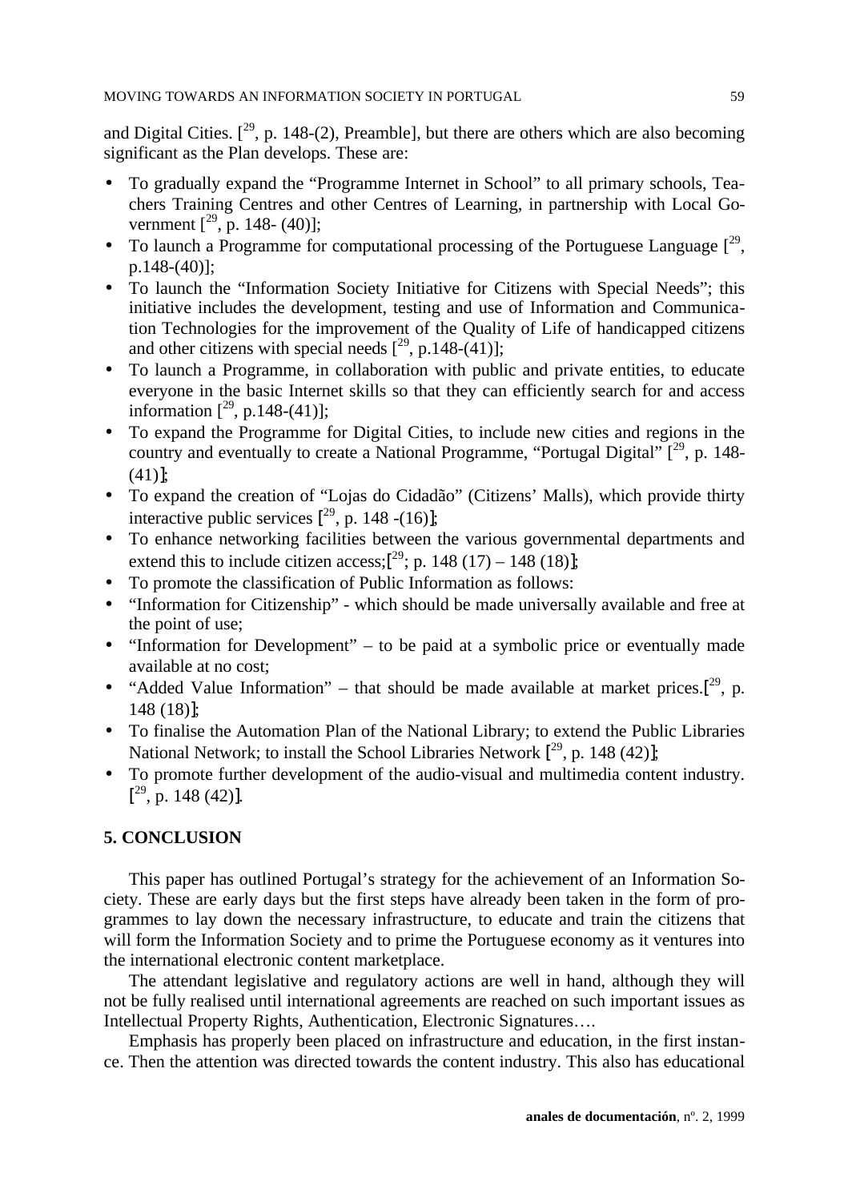and Digital Cities. [29, p. 148-(2), Preamble], but there are others which are also becoming significant as the Plan develops. These are:

- To gradually expand the "Programme Internet in School" to all primary schools, Teachers Training Centres and other Centres of Learning, in partnership with Local Government [29, p. 148- (40)];
- To launch a Programme for computational processing of the Portuguese Language [29, p.148-(40)];
- To launch the "Information Society Initiative for Citizens with Special Needs"; this initiative includes the development, testing and use of Information and Communication Technologies for the improvement of the Quality of Life of handicapped citizens and other citizens with special needs [29, p.148-(41)];
- To launch a Programme, in collaboration with public and private entities, to educate everyone in the basic Internet skills so that they can efficiently search for and access information [29, p.148-(41)];
- To expand the Programme for Digital Cities, to include new cities and regions in the country and eventually to create a National Programme, "Portugal Digital" [29, p. 148-(41)];
- To expand the creation of "Lojas do Cidadão" (Citizens' Malls), which provide thirty interactive public services [29, p. 148 -(16)];
- To enhance networking facilities between the various governmental departments and extend this to include citizen access;[29; p. 148 (17) – 148 (18)];
- To promote the classification of Public Information as follows:
- "Information for Citizenship" - which should be made universally available and free at the point of use;
- "Information for Development" – to be paid at a symbolic price or eventually made available at no cost;
- "Added Value Information" – that should be made available at market prices.[29, p. 148 (18)];
- To finalise the Automation Plan of the National Library; to extend the Public Libraries National Network; to install the School Libraries Network [29, p. 148 (42)];
- To promote further development of the audio-visual and multimedia content industry. [29, p. 148 (42)].

## 5. CONCLUSION

This paper has outlined Portugal's strategy for the achievement of an Information Society. These are early days but the first steps have already been taken in the form of programmes to lay down the necessary infrastructure, to educate and train the citizens that will form the Information Society and to prime the Portuguese economy as it ventures into the international electronic content marketplace.

The attendant legislative and regulatory actions are well in hand, although they will not be fully realised until international agreements are reached on such important issues as Intellectual Property Rights, Authentication, Electronic Signatures….

Emphasis has properly been placed on infrastructure and education, in the first instance. Then the attention was directed towards the content industry. This also has educational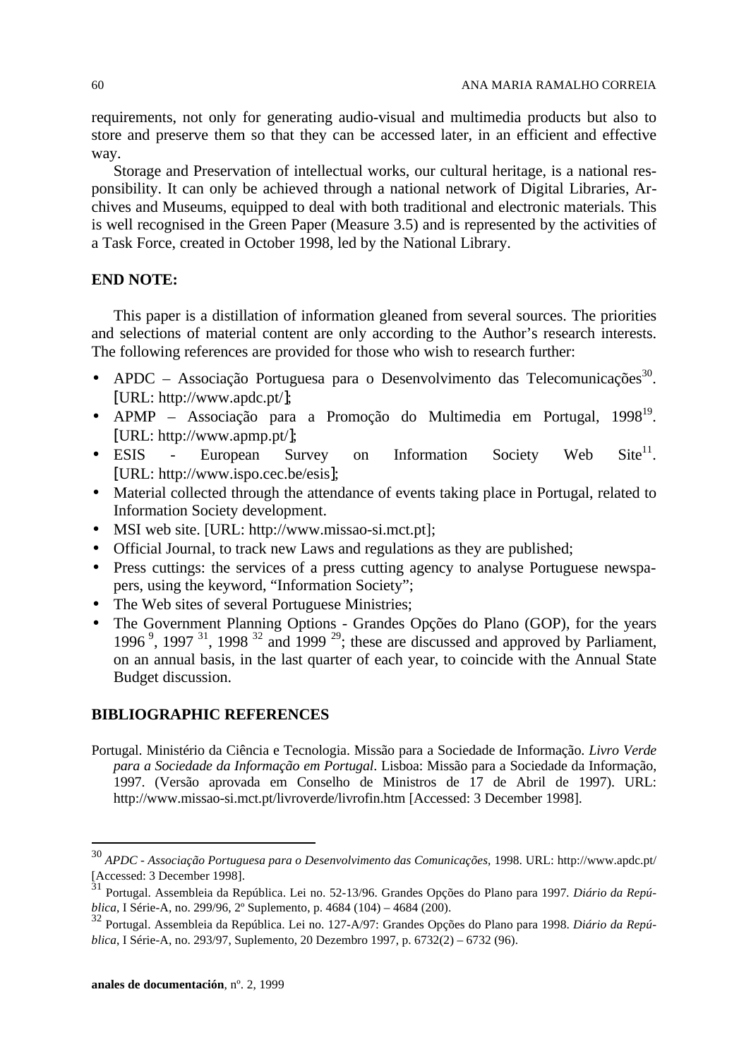requirements, not only for generating audio-visual and multimedia products but also to store and preserve them so that they can be accessed later, in an efficient and effective way.

Storage and Preservation of intellectual works, our cultural heritage, is a national responsibility. It can only be achieved through a national network of Digital Libraries, Archives and Museums, equipped to deal with both traditional and electronic materials. This is well recognised in the Green Paper (Measure 3.5) and is represented by the activities of a Task Force, created in October 1998, led by the National Library.

## END NOTE:

This paper is a distillation of information gleaned from several sources. The priorities and selections of material content are only according to the Author's research interests. The following references are provided for those who wish to research further:

- APDC – Associação Portuguesa para o Desenvolvimento das Telecomunicações[30]. [URL: http://www.apdc.pt/];
- APMP – Associação para a Promoção do Multimedia em Portugal, 1998[19]. [URL: http://www.apmp.pt/];
- ESIS - European Survey on Information Society Web Site[11]. [URL: http://www.ispo.cec.be/esis];
- Material collected through the attendance of events taking place in Portugal, related to Information Society development.
- MSI web site. [URL: http://www.missao-si.mct.pt];
- Official Journal, to track new Laws and regulations as they are published;
- Press cuttings: the services of a press cutting agency to analyse Portuguese newspapers, using the keyword, "Information Society";
- The Web sites of several Portuguese Ministries;
- The Government Planning Options - Grandes Opções do Plano (GOP), for the years 1996 [9], 1997 [31], 1998 [32] and 1999 [29]; these are discussed and approved by Parliament, on an annual basis, in the last quarter of each year, to coincide with the Annual State Budget discussion.

## BIBLIOGRAPHIC REFERENCES

Portugal. Ministério da Ciência e Tecnologia. Missão para a Sociedade de Informação. *Livro Verde para a Sociedade da Informação em Portugal*. Lisboa: Missão para a Sociedade da Informação, 1997. (Versão aprovada em Conselho de Ministros de 17 de Abril de 1997). URL: http://www.missao-si.mct.pt/livroverde/livrofin.htm [Accessed: 3 December 1998].

---

[30] *APDC - Associação Portuguesa para o Desenvolvimento das Comunicações,* 1998. URL: http://www.apdc.pt/ [Accessed: 3 December 1998].

[31] Portugal. Assembleia da República. Lei no. 52-13/96. Grandes Opções do Plano para 1997. *Diário da República*, I Série-A, no. 299/96, 2º Suplemento, p. 4684 (104) – 4684 (200).

[32] Portugal. Assembleia da República. Lei no. 127-A/97: Grandes Opções do Plano para 1998. *Diário da República*, I Série-A, no. 293/97, Suplemento, 20 Dezembro 1997, p. 6732(2) – 6732 (96).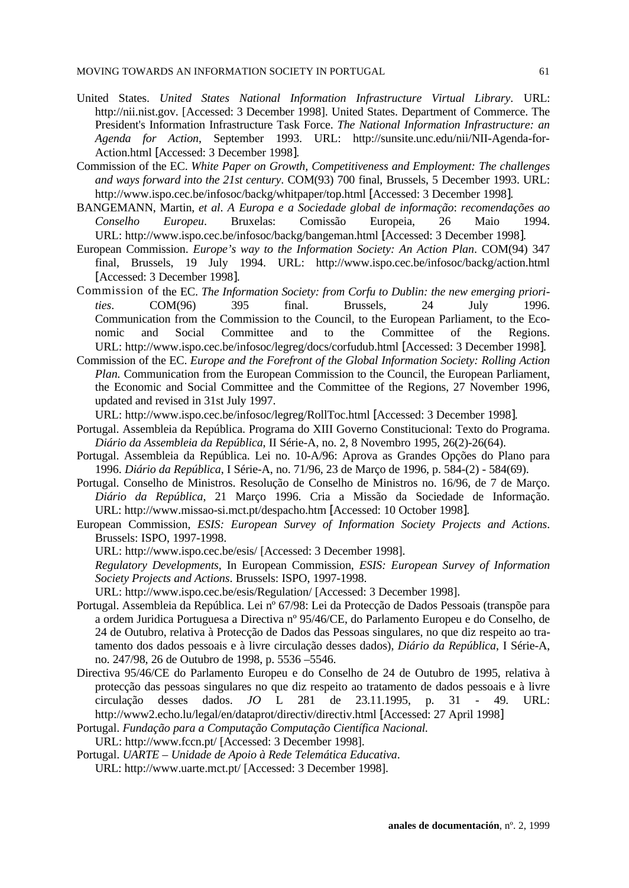United States. *United States National Information Infrastructure Virtual Library*. URL: http://nii.nist.gov. [Accessed: 3 December 1998]. United States. Department of Commerce. The President's Information Infrastructure Task Force. *The National Information Infrastructure: an Agenda for Action*, September 1993. URL: http://sunsite.unc.edu/nii/NII-Agenda-for-Action.html [Accessed: 3 December 1998].

Commission of the EC. *White Paper on Growth, Competitiveness and Employment: The challenges and ways forward into the 21st century*. COM(93) 700 final, Brussels, 5 December 1993. URL: http://www.ispo.cec.be/infosoc/backg/whitpaper/top.html [Accessed: 3 December 1998].

BANGEMANN, Martin, *et al*. *A Europa e a Sociedade global de informação*: *recomendações ao Conselho Europeu*. Bruxelas: Comissão Europeia, 26 Maio 1994. URL: http://www.ispo.cec.be/infosoc/backg/bangeman.html [Accessed: 3 December 1998].

European Commission. *Europe's way to the Information Society: An Action Plan*. COM(94) 347 final, Brussels, 19 July 1994. URL: http://www.ispo.cec.be/infosoc/backg/action.html [Accessed: 3 December 1998].

Commission of the EC. *The Information Society: from Corfu to Dublin: the new emerging priorities*. COM(96) 395 final. Brussels, 24 July 1996. Communication from the Commission to the Council, to the European Parliament, to the Economic and Social Committee and to the Committee of the Regions. URL: http://www.ispo.cec.be/infosoc/legreg/docs/corfudub.html [Accessed: 3 December 1998].

Commission of the EC. *Europe and the Forefront of the Global Information Society: Rolling Action Plan.* Communication from the European Commission to the Council, the European Parliament, the Economic and Social Committee and the Committee of the Regions, 27 November 1996, updated and revised in 31st July 1997.
URL: http://www.ispo.cec.be/infosoc/legreg/RollToc.html [Accessed: 3 December 1998].

Portugal. Assembleia da República. Programa do XIII Governo Constitucional: Texto do Programa. *Diário da Assembleia da República*, II Série-A, no. 2, 8 Novembro 1995, 26(2)-26(64).

Portugal. Assembleia da República. Lei no. 10-A/96: Aprova as Grandes Opções do Plano para 1996. *Diário da República*, I Série-A, no. 71/96, 23 de Março de 1996, p. 584-(2) - 584(69).

Portugal. Conselho de Ministros. Resolução de Conselho de Ministros no. 16/96, de 7 de Março. *Diário da República*, 21 Março 1996. Cria a Missão da Sociedade de Informação. URL: http://www.missao-si.mct.pt/despacho.htm [Accessed: 10 October 1998].

European Commission, *ESIS: European Survey of Information Society Projects and Actions*. Brussels: ISPO, 1997-1998.
URL: http://www.ispo.cec.be/esis/ [Accessed: 3 December 1998].
*Regulatory Developments,* In European Commission, *ESIS: European Survey of Information Society Projects and Actions*. Brussels: ISPO, 1997-1998.
URL: http://www.ispo.cec.be/esis/Regulation/ [Accessed: 3 December 1998].

Portugal. Assembleia da República. Lei nº 67/98: Lei da Protecção de Dados Pessoais (transpõe para a ordem Juridica Portuguesa a Directiva nº 95/46/CE, do Parlamento Europeu e do Conselho, de 24 de Outubro, relativa à Protecção de Dados das Pessoas singulares, no que diz respeito ao tratamento dos dados pessoais e à livre circulação desses dados), *Diário da República*, I Série-A, no. 247/98, 26 de Outubro de 1998, p. 5536 –5546.

Directiva 95/46/CE do Parlamento Europeu e do Conselho de 24 de Outubro de 1995, relativa à protecção das pessoas singulares no que diz respeito ao tratamento de dados pessoais e à livre circulação desses dados. *JO* L 281 de 23.11.1995, p. 31 - 49. URL: http://www2.echo.lu/legal/en/dataprot/directiv/directiv.html [Accessed: 27 April 1998]

Portugal. *Fundação para a Computação Computação Científica Nacional.*
URL: http://www.fccn.pt/ [Accessed: 3 December 1998].

Portugal. *UARTE – Unidade de Apoio à Rede Telemática Educativa*.
URL: http://www.uarte.mct.pt/ [Accessed: 3 December 1998].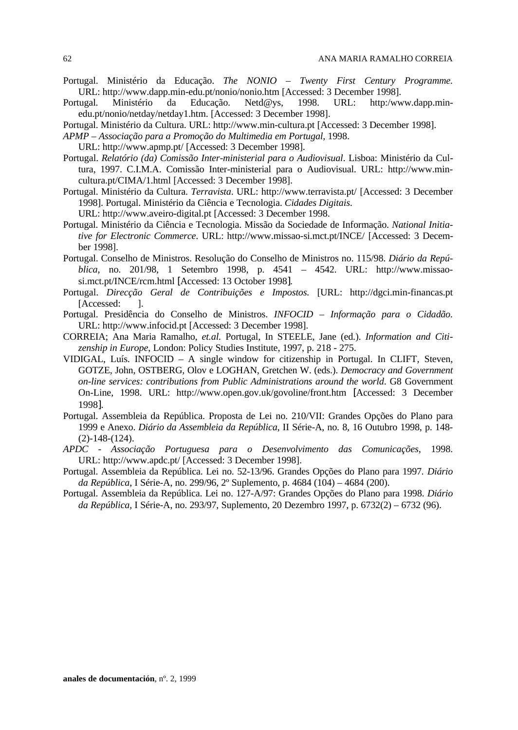Portugal. Ministério da Educação. *The NONIO – Twenty First Century Programme.* URL: http://www.dapp.min-edu.pt/nonio/nonio.htm [Accessed: 3 December 1998].

Portugal. Ministério da Educação. Netd@ys, 1998. URL: http:/www.dapp.min-edu.pt/nonio/netday/netday1.htm. [Accessed: 3 December 1998].

Portugal. Ministério da Cultura. URL: http://www.min-cultura.pt [Accessed: 3 December 1998].

*APMP – Associação para a Promoção do Multimedia em Portugal*, 1998. URL: http://www.apmp.pt/ [Accessed: 3 December 1998].

Portugal. *Relatório (da) Comissão Inter-ministerial para o Audiovisual*. Lisboa: Ministério da Cultura, 1997. C.I.M.A. Comissão Inter-ministerial para o Audiovisual. URL: http://www.min-cultura.pt/CIMA/1.html [Accessed: 3 December 1998].

Portugal. Ministério da Cultura. *Terravista*. URL: http://www.terravista.pt/ [Accessed: 3 December 1998]. Portugal. Ministério da Ciência e Tecnologia. *Cidades Digitais*. URL: http://www.aveiro-digital.pt [Accessed: 3 December 1998.

Portugal. Ministério da Ciência e Tecnologia. Missão da Sociedade de Informação. *National Initiative for Electronic Commerce*. URL: http://www.missao-si.mct.pt/INCE/ [Accessed: 3 December 1998].

Portugal. Conselho de Ministros. Resolução do Conselho de Ministros no. 115/98. *Diário da República*, no. 201/98, 1 Setembro 1998, p. 4541 – 4542. URL: http://www.missao-si.mct.pt/INCE/rcm.html [Accessed: 13 October 1998].

Portugal. *Direcção Geral de Contribuições e Impostos.* [URL: http://dgci.min-financas.pt [Accessed: ].

Portugal. Presidência do Conselho de Ministros. *INFOCID – Informação para o Cidadão.* URL: http://www.infocid.pt [Accessed: 3 December 1998].

CORREIA; Ana Maria Ramalho, *et.al.* Portugal, In STEELE, Jane (ed.). *Information and Citizenship in Europe*, London: Policy Studies Institute, 1997, p. 218 - 275.

VIDIGAL, Luís. INFOCID – A single window for citizenship in Portugal. In CLIFT, Steven, GOTZE, John, OSTBERG, Olov e LOGHAN, Gretchen W. (eds.). *Democracy and Government on-line services: contributions from Public Administrations around the world.* G8 Government On-Line, 1998. URL: http://www.open.gov.uk/govoline/front.htm [Accessed: 3 December 1998].

Portugal. Assembleia da República. Proposta de Lei no. 210/VII: Grandes Opções do Plano para 1999 e Anexo. *Diário da Assembleia da República*, II Série-A, no. 8, 16 Outubro 1998, p. 148-(2)-148-(124).

*APDC - Associação Portuguesa para o Desenvolvimento das Comunicações*, 1998. URL: http://www.apdc.pt/ [Accessed: 3 December 1998].

Portugal. Assembleia da República. Lei no. 52-13/96. Grandes Opções do Plano para 1997. *Diário da República*, I Série-A, no. 299/96, 2º Suplemento, p. 4684 (104) – 4684 (200).

Portugal. Assembleia da República. Lei no. 127-A/97: Grandes Opções do Plano para 1998. *Diário da República*, I Série-A, no. 293/97, Suplemento, 20 Dezembro 1997, p. 6732(2) – 6732 (96).